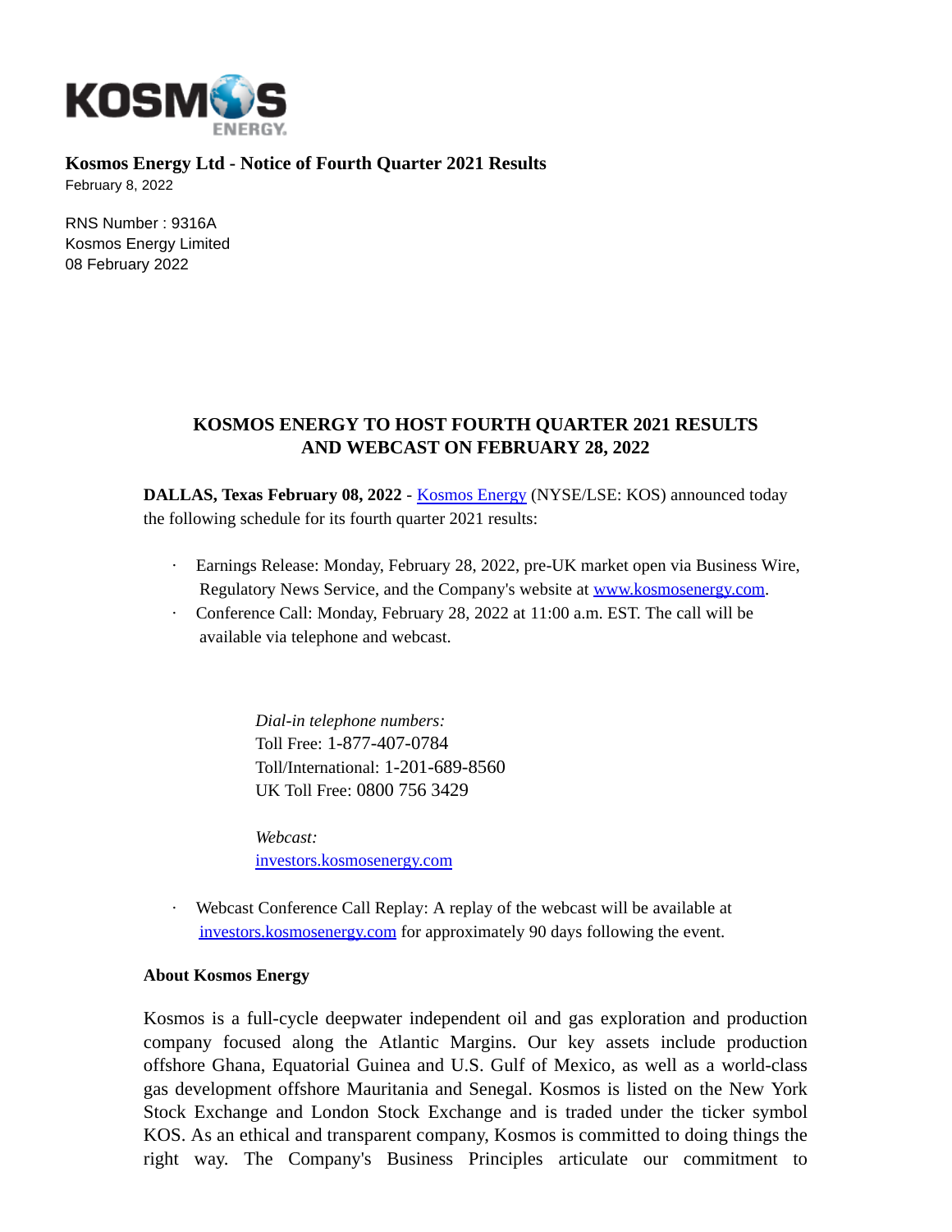**Kosmos Energy Ltd - Notice of Fourth Quarter 2021 Results**
February 8, 2022

RNS Number : 9316A
Kosmos Energy Limited
08 February 2022

## KOSMOS ENERGY TO HOST FOURTH QUARTER 2021 RESULTS AND WEBCAST ON FEBRUARY 28, 2022

**DALLAS, Texas February 08, 2022** - Kosmos Energy (NYSE/LSE: KOS) announced today the following schedule for its fourth quarter 2021 results:

- Earnings Release: Monday, February 28, 2022, pre-UK market open via Business Wire, Regulatory News Service, and the Company's website at www.kosmosenergy.com.
- Conference Call: Monday, February 28, 2022 at 11:00 a.m. EST. The call will be available via telephone and webcast.

*Dial-in telephone numbers:*
Toll Free: 1-877-407-0784
Toll/International: 1-201-689-8560
UK Toll Free: 0800 756 3429

*Webcast:*
investors.kosmosenergy.com

- Webcast Conference Call Replay: A replay of the webcast will be available at investors.kosmosenergy.com for approximately 90 days following the event.

**About Kosmos Energy**

Kosmos is a full-cycle deepwater independent oil and gas exploration and production company focused along the Atlantic Margins. Our key assets include production offshore Ghana, Equatorial Guinea and U.S. Gulf of Mexico, as well as a world-class gas development offshore Mauritania and Senegal. Kosmos is listed on the New York Stock Exchange and London Stock Exchange and is traded under the ticker symbol KOS. As an ethical and transparent company, Kosmos is committed to doing things the right way. The Company's Business Principles articulate our commitment to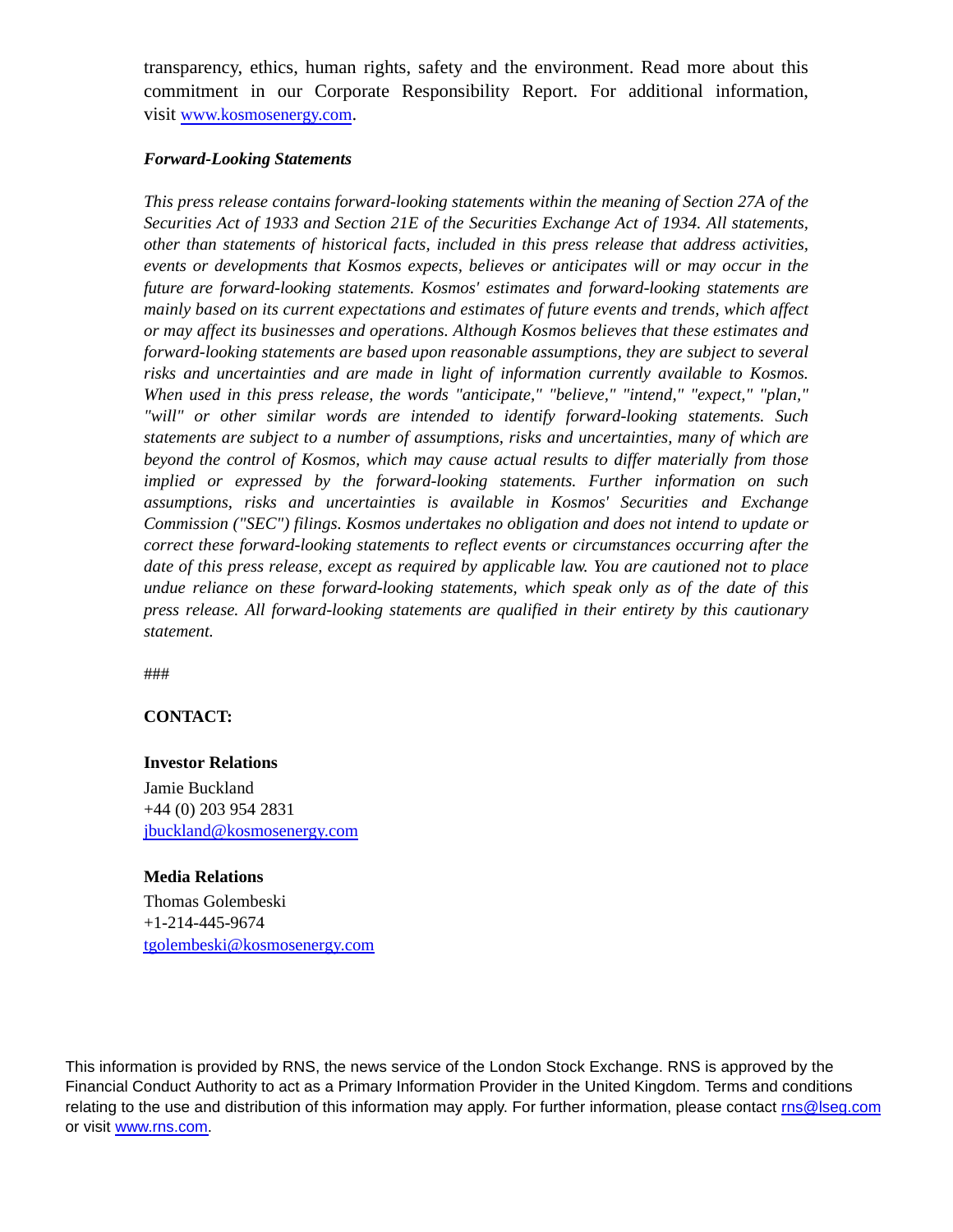transparency, ethics, human rights, safety and the environment. Read more about this commitment in our Corporate Responsibility Report. For additional information, visit www.kosmosenergy.com.

***Forward-Looking Statements***

*This press release contains forward-looking statements within the meaning of Section 27A of the Securities Act of 1933 and Section 21E of the Securities Exchange Act of 1934. All statements, other than statements of historical facts, included in this press release that address activities, events or developments that Kosmos expects, believes or anticipates will or may occur in the future are forward-looking statements. Kosmos' estimates and forward-looking statements are mainly based on its current expectations and estimates of future events and trends, which affect or may affect its businesses and operations. Although Kosmos believes that these estimates and forward-looking statements are based upon reasonable assumptions, they are subject to several risks and uncertainties and are made in light of information currently available to Kosmos. When used in this press release, the words "anticipate," "believe," "intend," "expect," "plan," "will" or other similar words are intended to identify forward-looking statements. Such statements are subject to a number of assumptions, risks and uncertainties, many of which are beyond the control of Kosmos, which may cause actual results to differ materially from those implied or expressed by the forward-looking statements. Further information on such assumptions, risks and uncertainties is available in Kosmos' Securities and Exchange Commission ("SEC") filings. Kosmos undertakes no obligation and does not intend to update or correct these forward-looking statements to reflect events or circumstances occurring after the date of this press release, except as required by applicable law. You are cautioned not to place undue reliance on these forward-looking statements, which speak only as of the date of this press release. All forward-looking statements are qualified in their entirety by this cautionary statement.*

###

**CONTACT:**

**Investor Relations**
Jamie Buckland
+44 (0) 203 954 2831
jbuckland@kosmosenergy.com

**Media Relations**
Thomas Golembeski
+1-214-445-9674
tgolembeski@kosmosenergy.com

This information is provided by RNS, the news service of the London Stock Exchange. RNS is approved by the Financial Conduct Authority to act as a Primary Information Provider in the United Kingdom. Terms and conditions relating to the use and distribution of this information may apply. For further information, please contact rns@lseg.com or visit www.rns.com.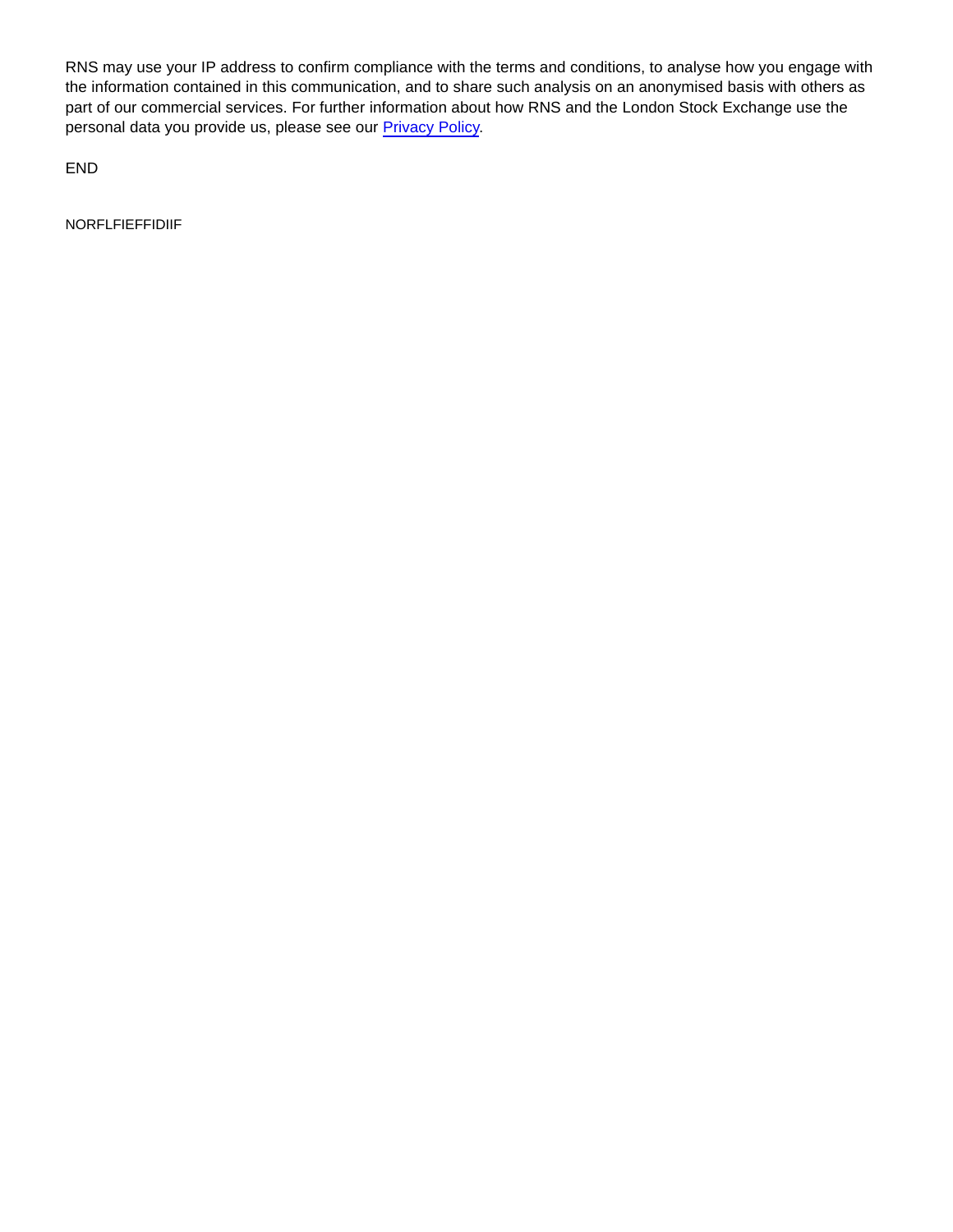RNS may use your IP address to confirm compliance with the terms and conditions, to analyse how you engage with the information contained in this communication, and to share such analysis on an anonymised basis with others as part of our commercial services. For further information about how RNS and the London Stock Exchange use the personal data you provide us, please see our Privacy Policy.

END

NORFLFIEFFIDIIF